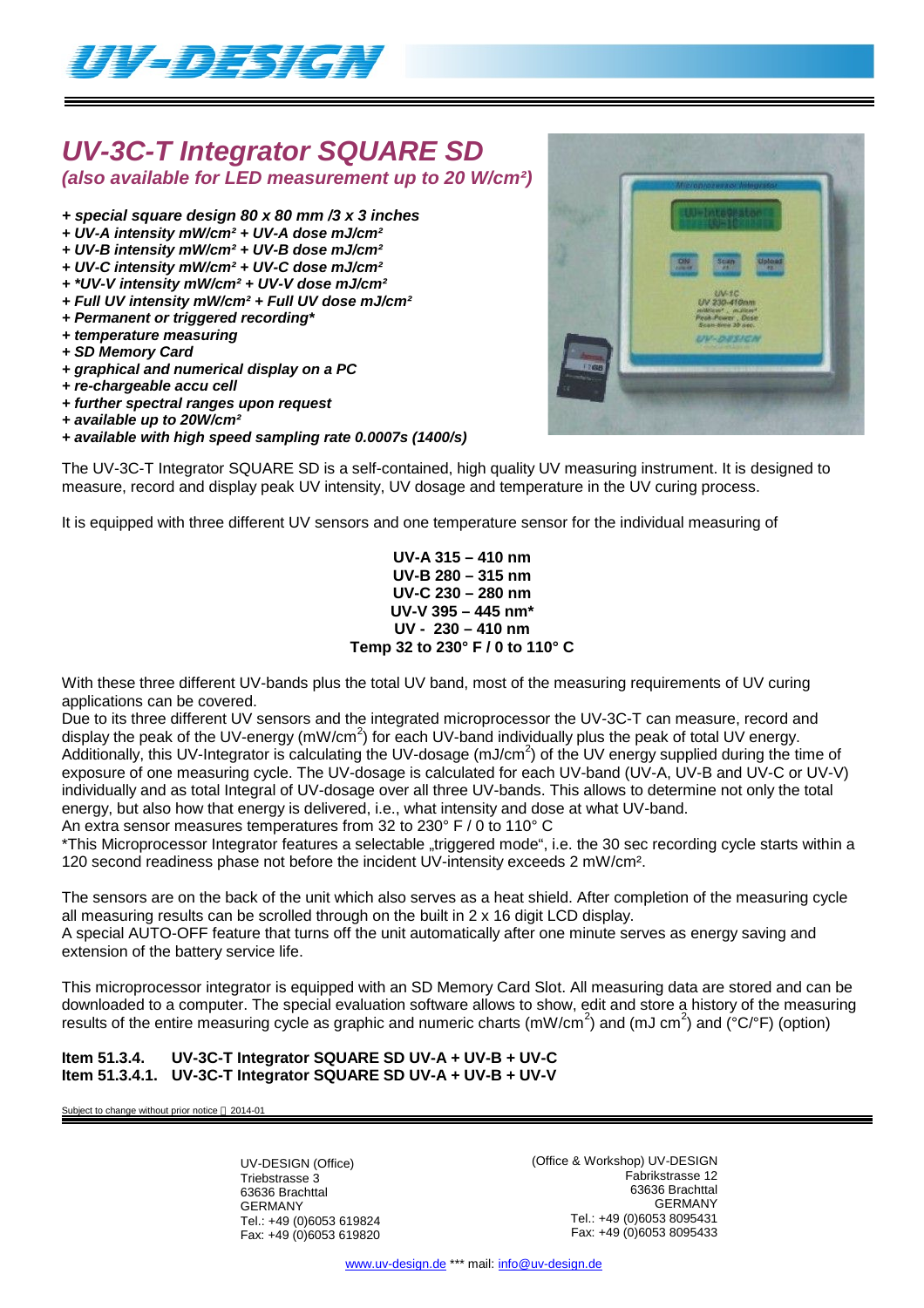# UV-3C-T Integrator SQUARE SD

***(also available for LED measurement up to 20 W/cm²)***

- ***+ special square design 80 x 80 mm /3 x 3 inches***
- ***+ UV-A intensity mW/cm² + UV-A dose mJ/cm²***
- ***+ UV-B intensity mW/cm² + UV-B dose mJ/cm²***
- ***+ UV-C intensity mW/cm² + UV-C dose mJ/cm²***
- ***+ *UV-V intensity mW/cm² + UV-V dose mJ/cm²***
- ***+ Full UV intensity mW/cm² + Full UV dose mJ/cm²***
- ***+ Permanent or triggered recording****
- ***+ temperature measuring***
- ***+ SD Memory Card***
- ***+ graphical and numerical display on a PC***
- ***+ re-chargeable accu cell***
- ***+ further spectral ranges upon request***
- ***+ available up to 20W/cm²***
- ***+ available with high speed sampling rate 0.0007s (1400/s)***

The UV-3C-T Integrator SQUARE SD is a self-contained, high quality UV measuring instrument. It is designed to measure, record and display peak UV intensity, UV dosage and temperature in the UV curing process.

It is equipped with three different UV sensors and one temperature sensor for the individual measuring of

**UV-A 315 – 410 nm**
**UV-B 280 – 315 nm**
**UV-C 230 – 280 nm**
**UV-V 395 – 445 nm***
**UV - 230 – 410 nm**
**Temp 32 to 230° F / 0 to 110° C**

With these three different UV-bands plus the total UV band, most of the measuring requirements of UV curing applications can be covered.
Due to its three different UV sensors and the integrated microprocessor the UV-3C-T can measure, record and display the peak of the UV-energy (mW/cm$^2$) for each UV-band individually plus the peak of total UV energy.
Additionally, this UV-Integrator is calculating the UV-dosage (mJ/cm$^2$) of the UV energy supplied during the time of exposure of one measuring cycle. The UV-dosage is calculated for each UV-band (UV-A, UV-B and UV-C or UV-V) individually and as total Integral of UV-dosage over all three UV-bands. This allows to determine not only the total energy, but also how that energy is delivered, i.e., what intensity and dose at what UV-band.
An extra sensor measures temperatures from 32 to 230° F / 0 to 110° C
*This Microprocessor Integrator features a selectable „triggered mode", i.e. the 30 sec recording cycle starts within a 120 second readiness phase not before the incident UV-intensity exceeds 2 mW/cm².

The sensors are on the back of the unit which also serves as a heat shield. After completion of the measuring cycle all measuring results can be scrolled through on the built in 2 x 16 digit LCD display.
A special AUTO-OFF feature that turns off the unit automatically after one minute serves as energy saving and extension of the battery service life.

This microprocessor integrator is equipped with an SD Memory Card Slot. All measuring data are stored and can be downloaded to a computer. The special evaluation software allows to show, edit and store a history of the measuring results of the entire measuring cycle as graphic and numeric charts (mW/cm$^2$) and (mJ cm$^2$) and (°C/°F) (option)

**Item 51.3.4. UV-3C-T Integrator SQUARE SD UV-A + UV-B + UV-C**
**Item 51.3.4.1. UV-3C-T Integrator SQUARE SD UV-A + UV-B + UV-V**

Subject to change without prior notice 2014-01

UV-DESIGN (Office)
Triebstrasse 3
63636 Brachttal
GERMANY
Tel.: +49 (0)6053 619824
Fax: +49 (0)6053 619820

(Office & Workshop) UV-DESIGN
Fabrikstrasse 12
63636 Brachttal
GERMANY
Tel.: +49 (0)6053 8095431
Fax: +49 (0)6053 8095433

www.uv-design.de *** mail: info@uv-design.de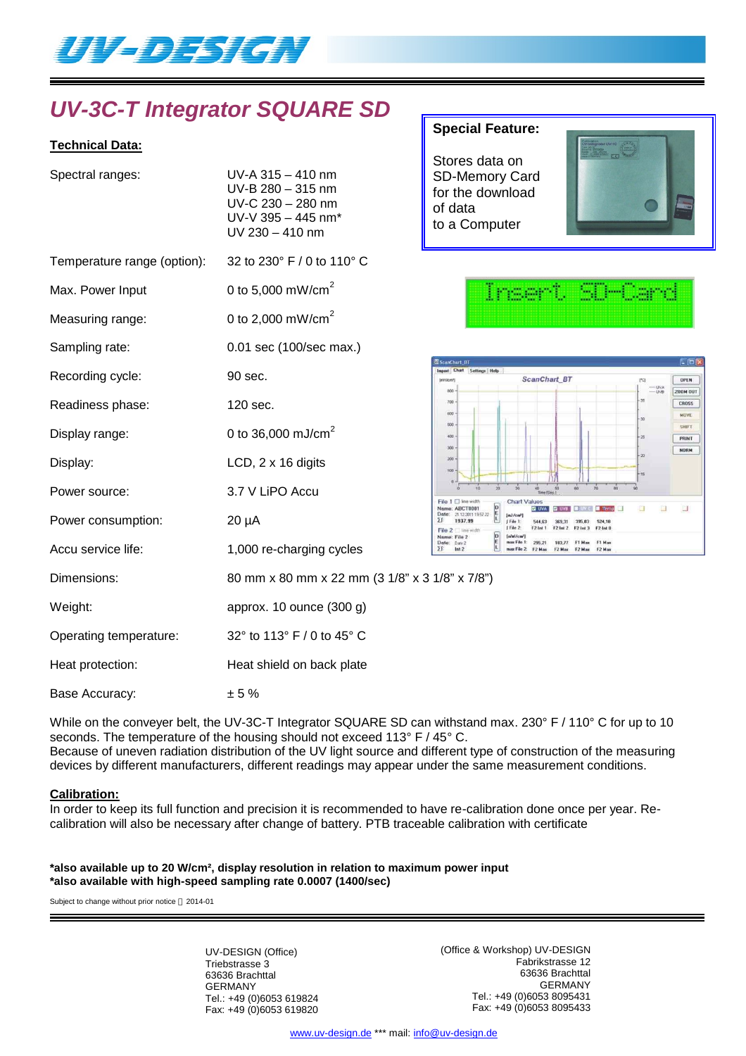# UV-3C-T Integrator SQUARE SD

**Technical Data:**

| | |
|---|---|
| Spectral ranges: | UV-A 315 – 410 nm<br>UV-B 280 – 315 nm<br>UV-C 230 – 280 nm<br>UV-V 395 – 445 nm*<br>UV 230 – 410 nm |
| Temperature range (option): | 32 to 230° F / 0 to 110° C |
| Max. Power Input | 0 to 5,000 mW/cm$^2$ |
| Measuring range: | 0 to 2,000 mW/cm$^2$ |
| Sampling rate: | 0.01 sec (100/sec max.) |
| Recording cycle: | 90 sec. |
| Readiness phase: | 120 sec. |
| Display range: | 0 to 36,000 mJ/cm$^2$ |
| Display: | LCD, 2 x 16 digits |
| Power source: | 3.7 V LiPO Accu |
| Power consumption: | 20 µA |
| Accu service life: | 1,000 re-charging cycles |
| Dimensions: | 80 mm x 80 mm x 22 mm (3 1/8" x 3 1/8" x 7/8") |
| Weight: | approx. 10 ounce (300 g) |
| Operating temperature: | 32° to 113° F / 0 to 45° C |
| Heat protection: | Heat shield on back plate |
| Base Accuracy: | ± 5 % |

**Special Feature:**

Stores data on SD-Memory Card for the download of data to a Computer

Insert SD-Card

While on the conveyer belt, the UV-3C-T Integrator SQUARE SD can withstand max. 230° F / 110° C for up to 10 seconds. The temperature of the housing should not exceed 113° F / 45° C.
Because of uneven radiation distribution of the UV light source and different type of construction of the measuring devices by different manufacturers, different readings may appear under the same measurement conditions.

**Calibration:**

In order to keep its full function and precision it is recommended to have re-calibration done once per year. Re-calibration will also be necessary after change of battery. PTB traceable calibration with certificate

**\*also available up to 20 W/cm², display resolution in relation to maximum power input**
**\*also available with high-speed sampling rate 0.0007 (1400/sec)**

Subject to change without prior notice  2014-01

UV-DESIGN (Office)
Triebstrasse 3
63636 Brachttal
GERMANY
Tel.: +49 (0)6053 619824
Fax: +49 (0)6053 619820

(Office & Workshop) UV-DESIGN
Fabrikstrasse 12
63636 Brachttal
GERMANY
Tel.: +49 (0)6053 8095431
Fax: +49 (0)6053 8095433

www.uv-design.de *** mail: info@uv-design.de